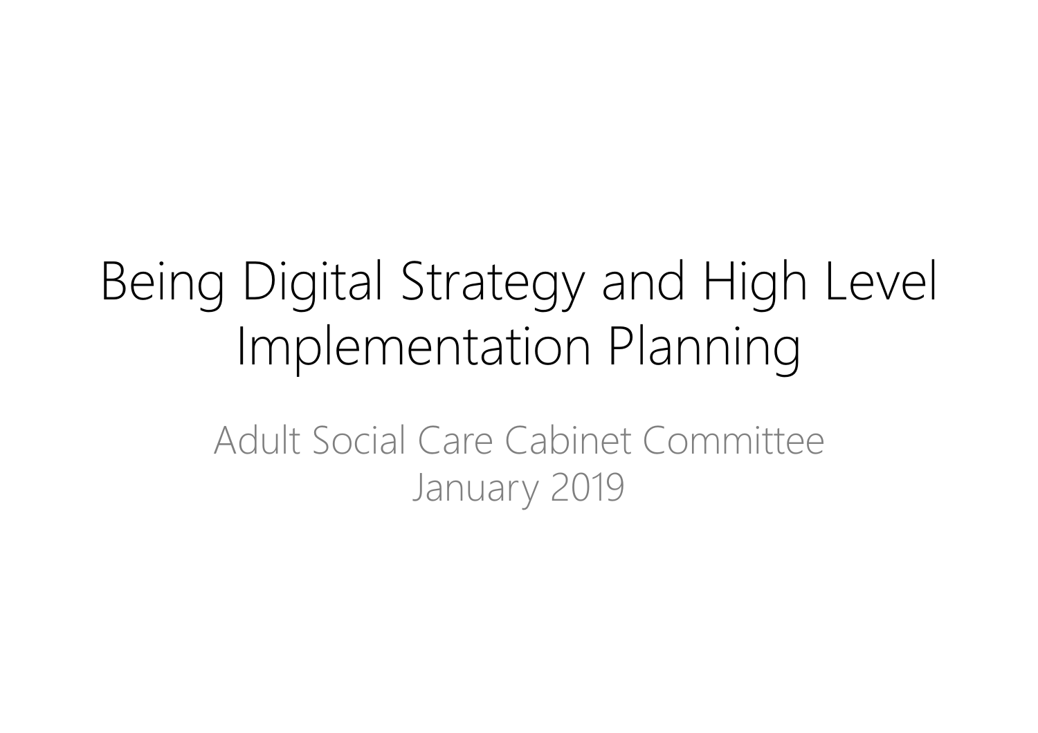# Being Digital Strategy and High Level Implementation Planning

Adult Social Care Cabinet Committee
January 2019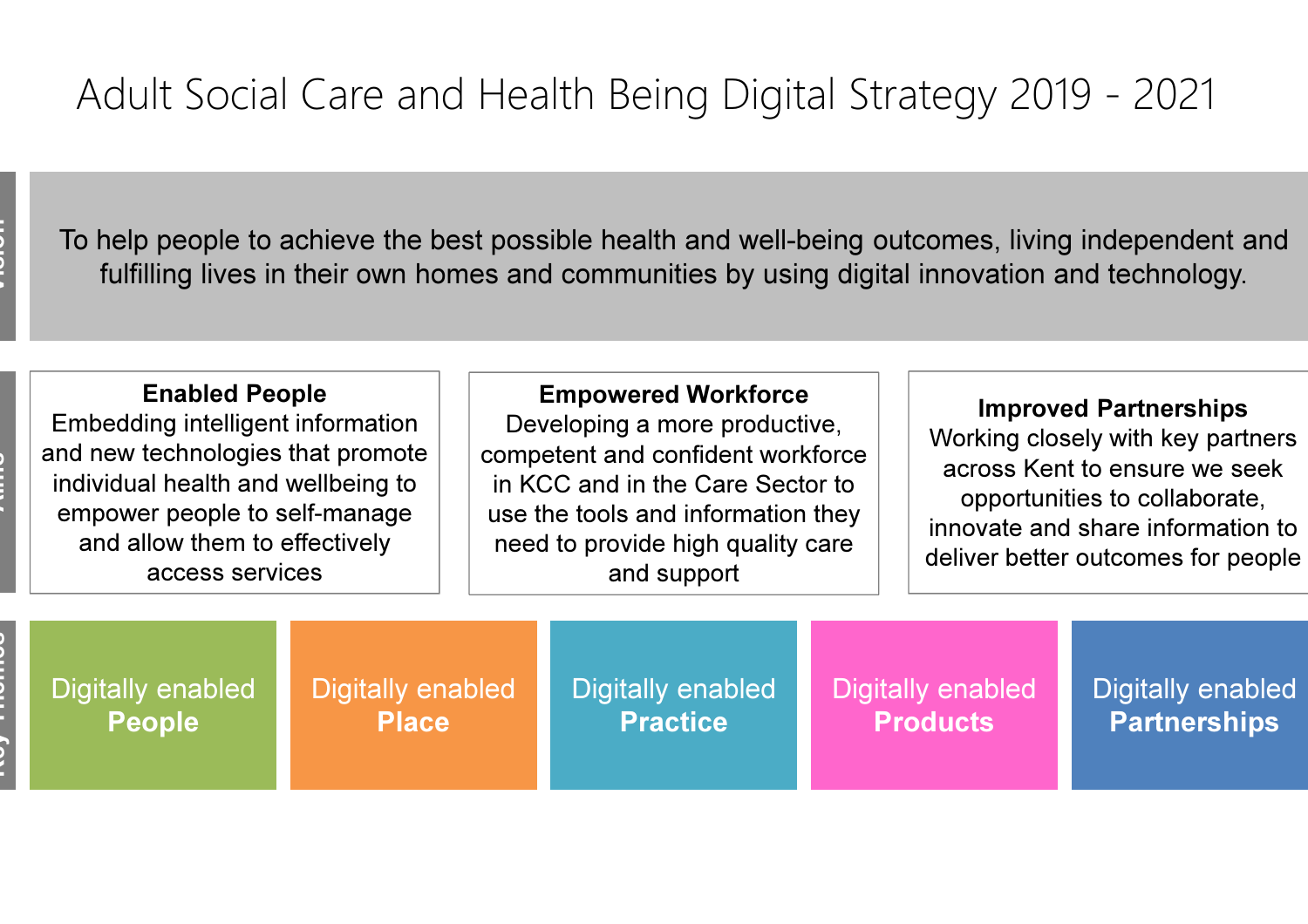# Adult Social Care and Health Being Digital Strategy 2019 - 2021

## Vision

To help people to achieve the best possible health and well-being outcomes, living independent and fulfilling lives in their own homes and communities by using digital innovation and technology.

## Aims

**Enabled People**
Embedding intelligent information and new technologies that promote individual health and wellbeing to empower people to self-manage and allow them to effectively access services

**Empowered Workforce**
Developing a more productive, competent and confident workforce in KCC and in the Care Sector to use the tools and information they need to provide high quality care and support

**Improved Partnerships**
Working closely with key partners across Kent to ensure we seek opportunities to collaborate, innovate and share information to deliver better outcomes for people

## Key Themes

- Digitally enabled **People**
- Digitally enabled **Place**
- Digitally enabled **Practice**
- Digitally enabled **Products**
- Digitally enabled **Partnerships**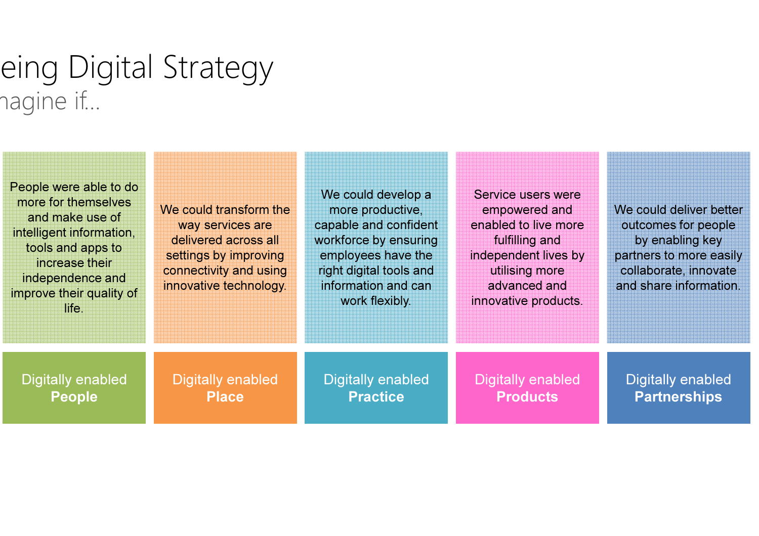# eing Digital Strategy

## nagine if...

| Digitally enabled **People** | Digitally enabled **Place** | Digitally enabled **Practice** | Digitally enabled **Products** | Digitally enabled **Partnerships** |
| --- | --- | --- | --- | --- |
| People were able to do more for themselves and make use of intelligent information, tools and apps to increase their independence and improve their quality of life. | We could transform the way services are delivered across all settings by improving connectivity and using innovative technology. | We could develop a more productive, capable and confident workforce by ensuring employees have the right digital tools and information and can work flexibly. | Service users were empowered and enabled to live more fulfilling and independent lives by utilising more advanced and innovative products. | We could deliver better outcomes for people by enabling key partners to more easily collaborate, innovate and share information. |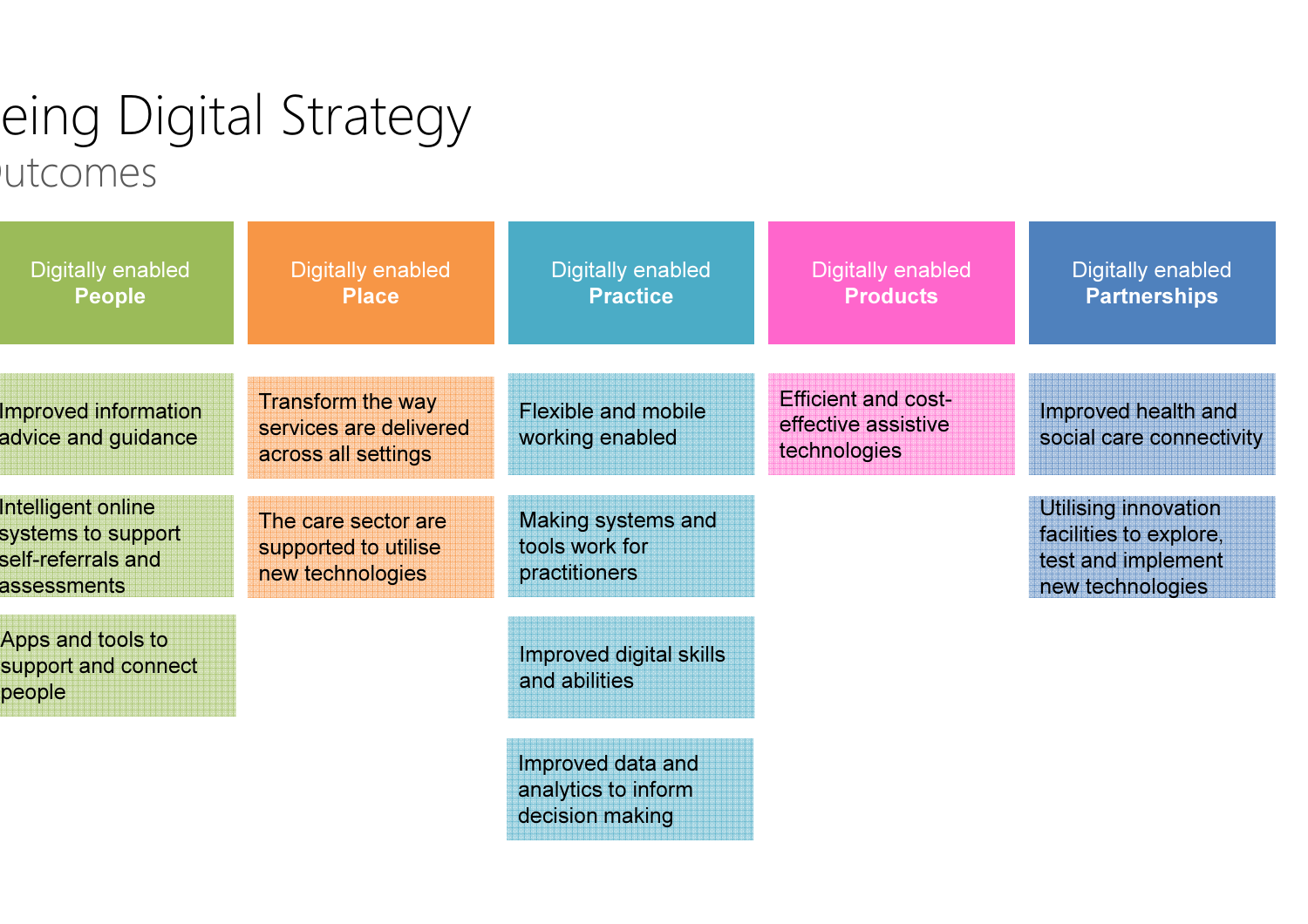# eing Digital Strategy

## utcomes

| Digitally enabled **People** | Digitally enabled **Place** | Digitally enabled **Practice** | Digitally enabled **Products** | Digitally enabled **Partnerships** |
| --- | --- | --- | --- | --- |
| Improved information advice and guidance | Transform the way services are delivered across all settings | Flexible and mobile working enabled | Efficient and cost-effective assistive technologies | Improved health and social care connectivity |
| Intelligent online systems to support self-referrals and assessments | The care sector are supported to utilise new technologies | Making systems and tools work for practitioners | | Utilising innovation facilities to explore, test and implement new technologies |
| Apps and tools to support and connect people | | Improved digital skills and abilities | | |
| | | Improved data and analytics to inform decision making | | |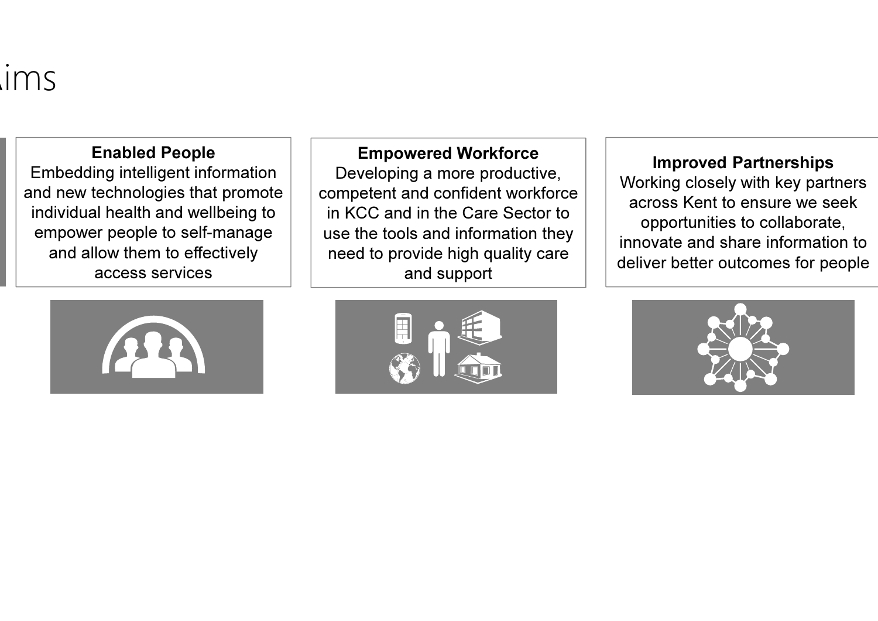# ims

**Enabled People**
Embedding intelligent information and new technologies that promote individual health and wellbeing to empower people to self-manage and allow them to effectively access services

**Empowered Workforce**
Developing a more productive, competent and confident workforce in KCC and in the Care Sector to use the tools and information they need to provide high quality care and support

**Improved Partnerships**
Working closely with key partners across Kent to ensure we seek opportunities to collaborate, innovate and share information to deliver better outcomes for people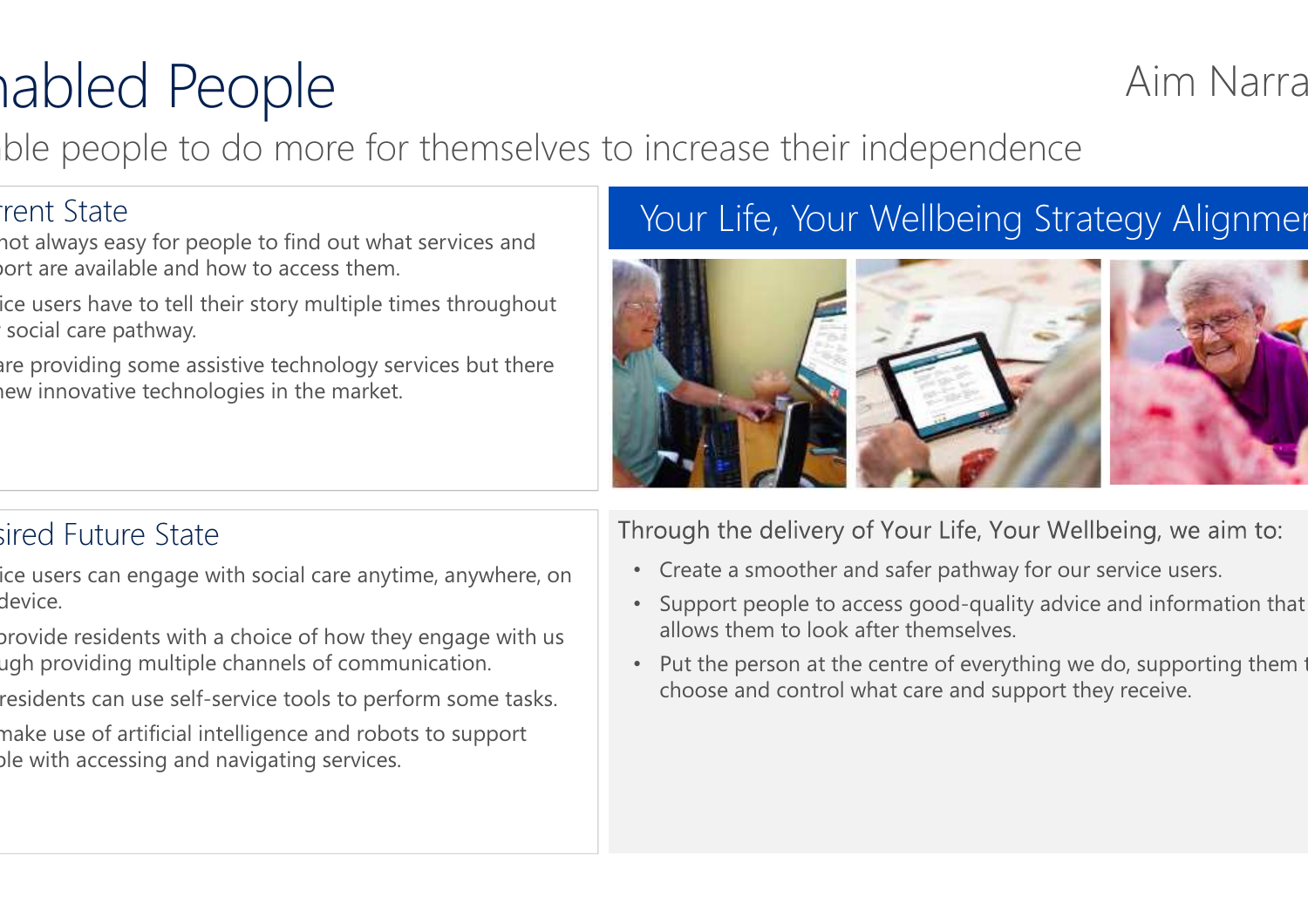# nabled People

Aim Narra

ble people to do more for themselves to increase their independence

## rrent State

- not always easy for people to find out what services and port are available and how to access them.
- ice users have to tell their story multiple times throughout social care pathway.
- are providing some assistive technology services but there new innovative technologies in the market.

## sired Future State

- ice users can engage with social care anytime, anywhere, on device.
- provide residents with a choice of how they engage with us ugh providing multiple channels of communication.
- residents can use self-service tools to perform some tasks.
- make use of artificial intelligence and robots to support ple with accessing and navigating services.

## Your Life, Your Wellbeing Strategy Alignmen

Through the delivery of Your Life, Your Wellbeing, we aim to:

- Create a smoother and safer pathway for our service users.
- Support people to access good-quality advice and information that allows them to look after themselves.
- Put the person at the centre of everything we do, supporting them t choose and control what care and support they receive.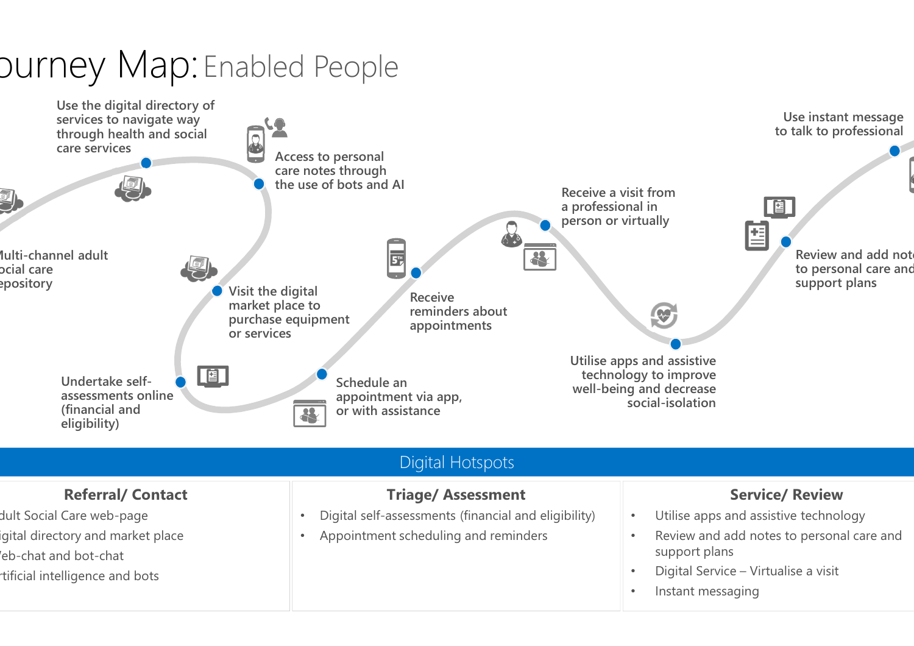# ourney Map: Enabled People

- Multi-channel adult ocial care epository
- Use the digital directory of services to navigate way through health and social care services
- Access to personal care notes through the use of bots and AI
- Visit the digital market place to purchase equipment or services
- Undertake self-assessments online (financial and eligibility)
- Schedule an appointment via app, or with assistance
- Receive reminders about appointments
- Receive a visit from a professional in person or virtually
- Utilise apps and assistive technology to improve well-being and decrease social-isolation
- Review and add note to personal care and support plans
- Use instant message to talk to professional

## Digital Hotspots

| Referral/ Contact | Triage/ Assessment | Service/ Review |
|---|---|---|
| dult Social Care web-page<br>igital directory and market place<br>/eb-chat and bot-chat<br>rtificial intelligence and bots | • Digital self-assessments (financial and eligibility)<br>• Appointment scheduling and reminders | • Utilise apps and assistive technology<br>• Review and add notes to personal care and support plans<br>• Digital Service – Virtualise a visit<br>• Instant messaging |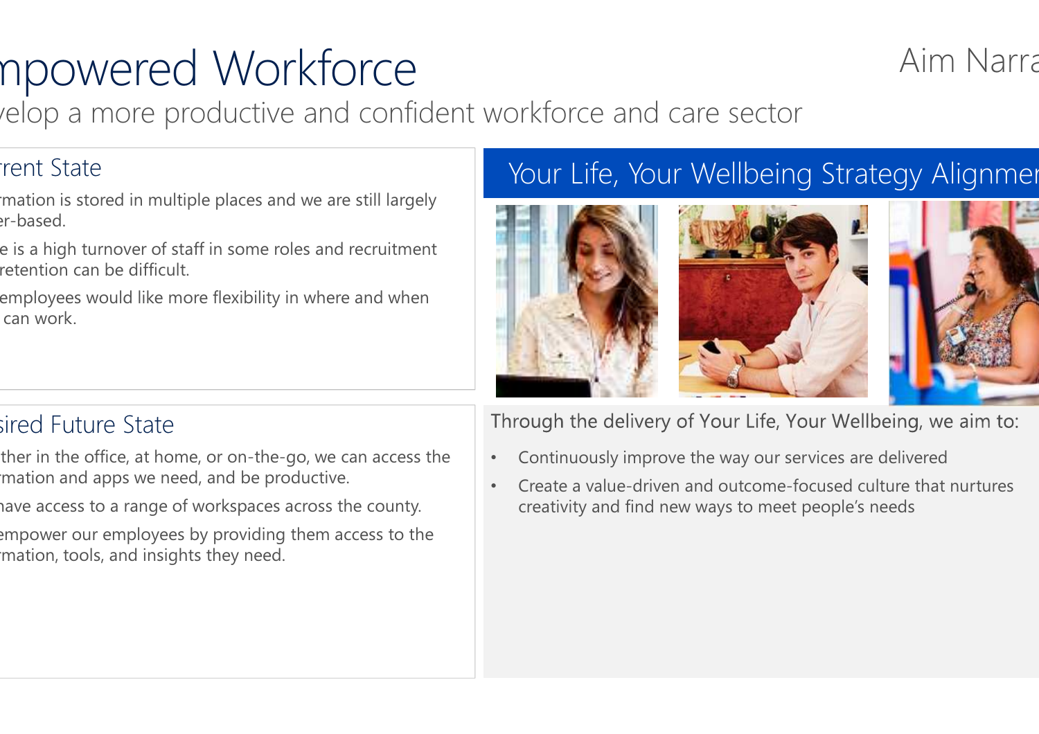# mpowered Workforce

velop a more productive and confident workforce and care sector

Aim Narra

## rrent State

rmation is stored in multiple places and we are still largely er-based.

e is a high turnover of staff in some roles and recruitment retention can be difficult.

employees would like more flexibility in where and when can work.

## sired Future State

ther in the office, at home, or on-the-go, we can access the rmation and apps we need, and be productive.

have access to a range of workspaces across the county.

empower our employees by providing them access to the rmation, tools, and insights they need.

## Your Life, Your Wellbeing Strategy Alignmer

Through the delivery of Your Life, Your Wellbeing, we aim to:

- Continuously improve the way our services are delivered
- Create a value-driven and outcome-focused culture that nurtures creativity and find new ways to meet people's needs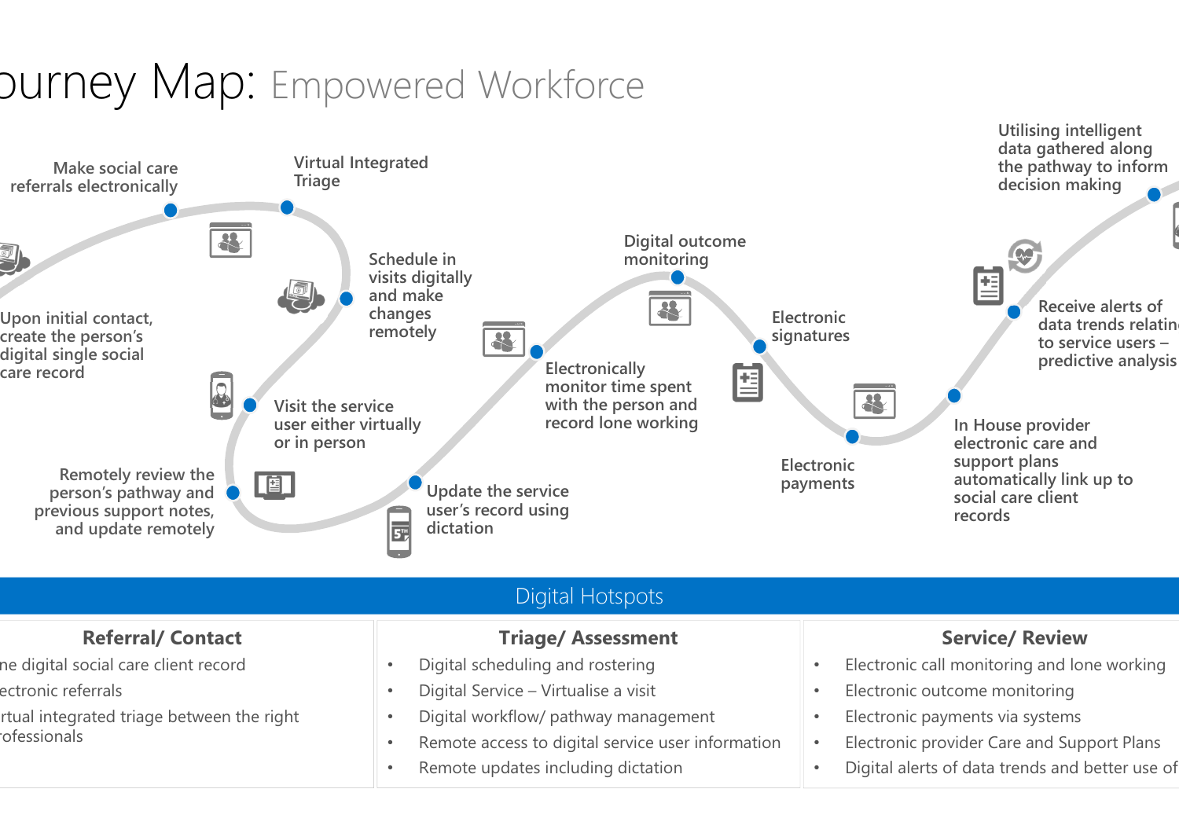# ourney Map: Empowered Workforce

- Upon initial contact, create the person's digital single social care record
- Make social care referrals electronically
- Virtual Integrated Triage
- Schedule in visits digitally and make changes remotely
- Visit the service user either virtually or in person
- Remotely review the person's pathway and previous support notes, and update remotely
- Update the service user's record using dictation
- Electronically monitor time spent with the person and record lone working
- Digital outcome monitoring
- Electronic signatures
- Electronic payments
- In House provider electronic care and support plans automatically link up to social care client records
- Receive alerts of data trends relatin to service users – predictive analysis
- Utilising intelligent data gathered along the pathway to inform decision making

## Digital Hotspots

| Referral/ Contact | Triage/ Assessment | Service/ Review |
| --- | --- | --- |
| ne digital social care client record<br>ectronic referrals<br>rtual integrated triage between the right ofessionals | • Digital scheduling and rostering<br>• Digital Service – Virtualise a visit<br>• Digital workflow/ pathway management<br>• Remote access to digital service user information<br>• Remote updates including dictation | • Electronic call monitoring and lone working<br>• Electronic outcome monitoring<br>• Electronic payments via systems<br>• Electronic provider Care and Support Plans<br>• Digital alerts of data trends and better use of |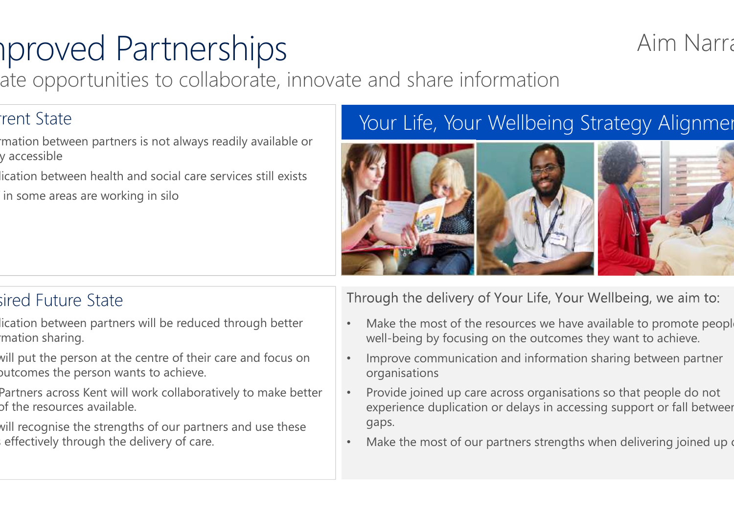# nproved Partnerships

ate opportunities to collaborate, innovate and share information

Aim Narra

## rrent State

- rmation between partners is not always readily available or y accessible
- lication between health and social care services still exists
- in some areas are working in silo

## sired Future State

- lication between partners will be reduced through better rmation sharing.
- will put the person at the centre of their care and focus on outcomes the person wants to achieve.
- Partners across Kent will work collaboratively to make better of the resources available.
- will recognise the strengths of our partners and use these effectively through the delivery of care.

## Your Life, Your Wellbeing Strategy Alignmer

Through the delivery of Your Life, Your Wellbeing, we aim to:

- Make the most of the resources we have available to promote peopl well-being by focusing on the outcomes they want to achieve.
- Improve communication and information sharing between partner organisations
- Provide joined up care across organisations so that people do not experience duplication or delays in accessing support or fall betweer gaps.
- Make the most of our partners strengths when delivering joined up c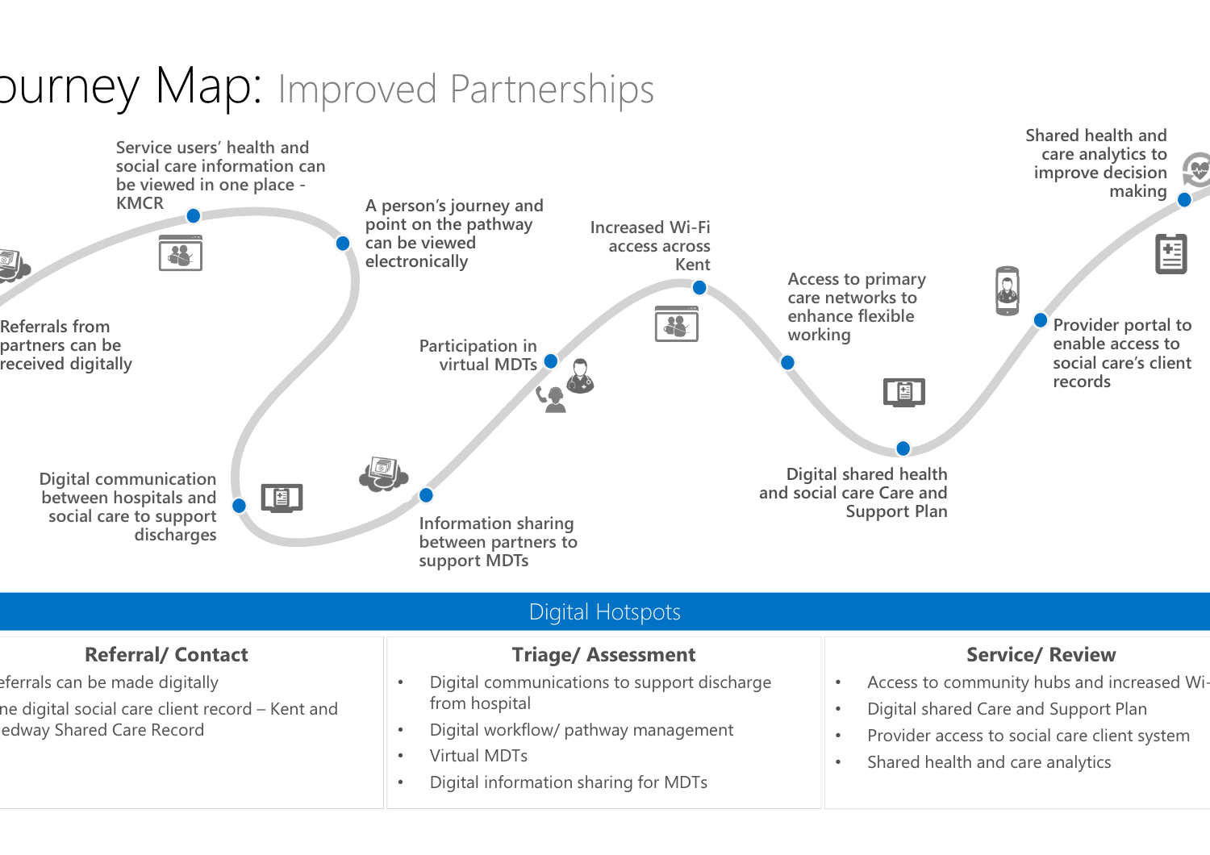# ourney Map: Improved Partnerships

Referrals from partners can be received digitally

Service users' health and social care information can be viewed in one place - KMCR

A person's journey and point on the pathway can be viewed electronically

Digital communication between hospitals and social care to support discharges

Information sharing between partners to support MDTs

Participation in virtual MDTs

Increased Wi-Fi access across Kent

Access to primary care networks to enhance flexible working

Digital shared health and social care Care and Support Plan

Provider portal to enable access to social care's client records

Shared health and care analytics to improve decision making

## Digital Hotspots

### Referral/ Contact

- eferrals can be made digitally
- ne digital social care client record – Kent and edway Shared Care Record

### Triage/ Assessment

- Digital communications to support discharge from hospital
- Digital workflow/ pathway management
- Virtual MDTs
- Digital information sharing for MDTs

### Service/ Review

- Access to community hubs and increased Wi-
- Digital shared Care and Support Plan
- Provider access to social care client system
- Shared health and care analytics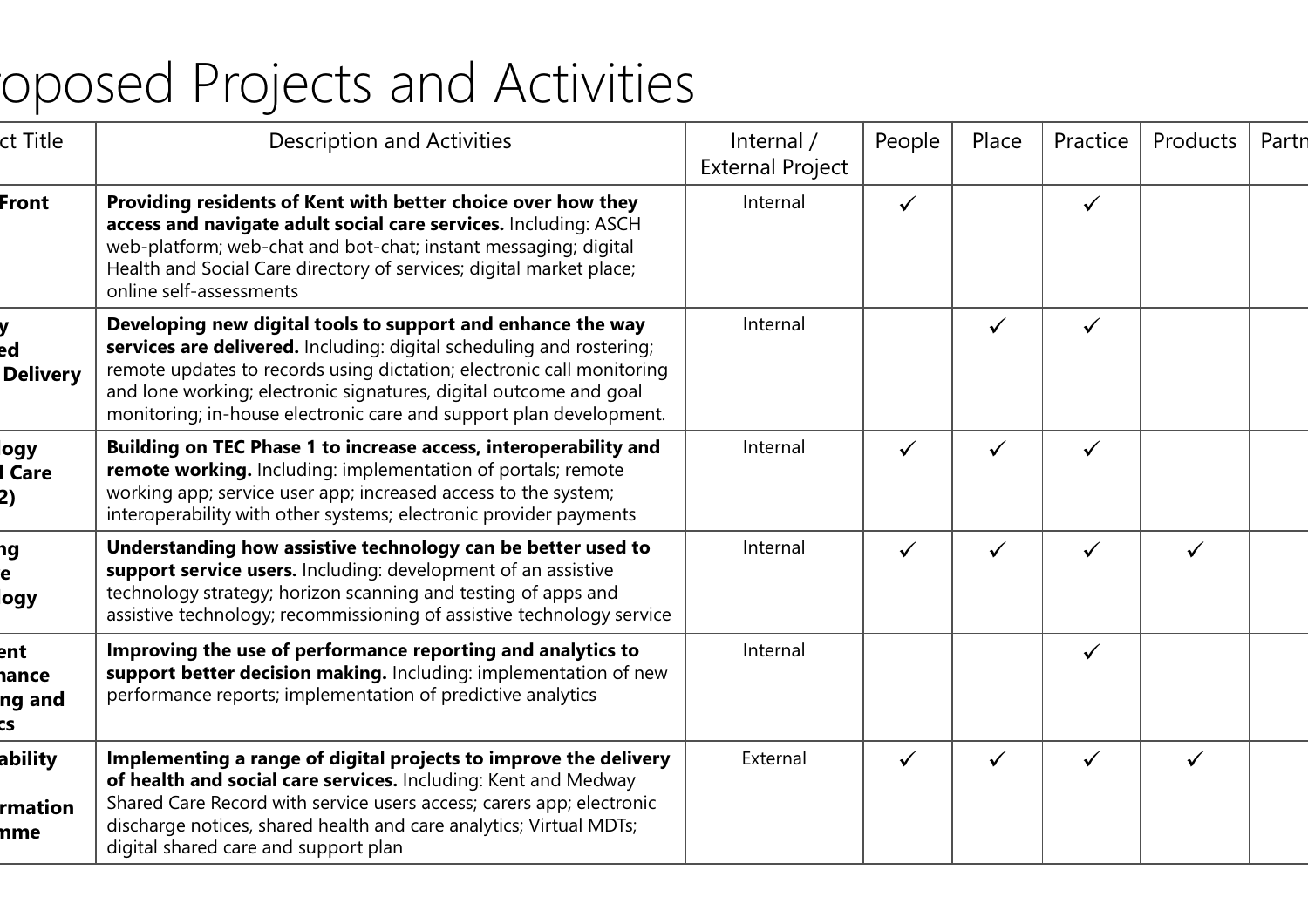# oposed Projects and Activities

| ct Title | Description and Activities | Internal / External Project | People | Place | Practice | Products | Partn |
|---|---|---|---|---|---|---|---|
| **Front** | **Providing residents of Kent with better choice over how they access and navigate adult social care services.** Including: ASCH web-platform; web-chat and bot-chat; instant messaging; digital Health and Social Care directory of services; digital market place; online self-assessments | Internal | ✓ | | ✓ | | |
| **y ed Delivery** | **Developing new digital tools to support and enhance the way services are delivered.** Including: digital scheduling and rostering; remote updates to records using dictation; electronic call monitoring and lone working; electronic signatures, digital outcome and goal monitoring; in-house electronic care and support plan development. | Internal | | ✓ | ✓ | | |
| **ogy l Care 2)** | **Building on TEC Phase 1 to increase access, interoperability and remote working.** Including: implementation of portals; remote working app; service user app; increased access to the system; interoperability with other systems; electronic provider payments | Internal | ✓ | ✓ | ✓ | | |
| **ng e ogy** | **Understanding how assistive technology can be better used to support service users.** Including: development of an assistive technology strategy; horizon scanning and testing of apps and assistive technology; recommissioning of assistive technology service | Internal | ✓ | ✓ | ✓ | ✓ | |
| **ent nance ng and cs** | **Improving the use of performance reporting and analytics to support better decision making.** Including: implementation of new performance reports; implementation of predictive analytics | Internal | | | ✓ | | |
| **ability rmation mme** | **Implementing a range of digital projects to improve the delivery of health and social care services.** Including: Kent and Medway Shared Care Record with service users access; carers app; electronic discharge notices, shared health and care analytics; Virtual MDTs; digital shared care and support plan | External | ✓ | ✓ | ✓ | ✓ | |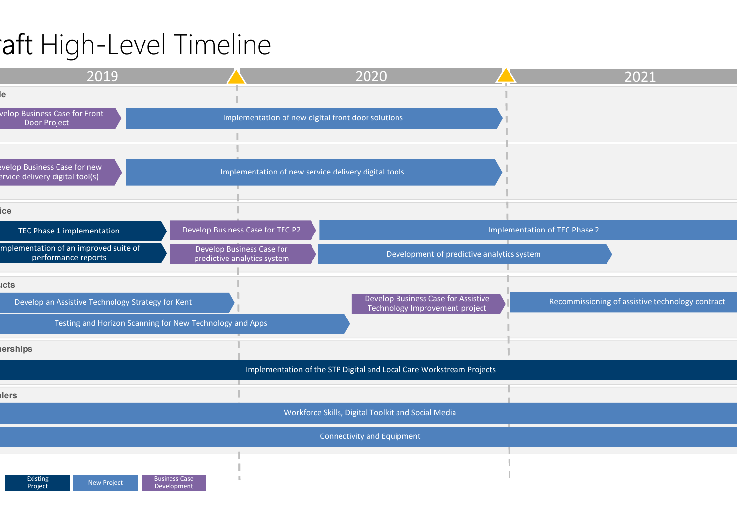# raft High-Level Timeline

2019

2020

2021

le

velop Business Case for Front Door Project

Implementation of new digital front door solutions

evelop Business Case for new ervice delivery digital tool(s)

Implementation of new service delivery digital tools

ice

TEC Phase 1 implementation

Develop Business Case for TEC P2

Implementation of TEC Phase 2

mplementation of an improved suite of performance reports

Develop Business Case for predictive analytics system

Development of predictive analytics system

ucts

Develop an Assistive Technology Strategy for Kent

Develop Business Case for Assistive Technology Improvement project

Recommissioning of assistive technology contract

Testing and Horizon Scanning for New Technology and Apps

nerships

Implementation of the STP Digital and Local Care Workstream Projects

blers

Workforce Skills, Digital Toolkit and Social Media

Connectivity and Equipment

Existing Project

New Project

Business Case Development